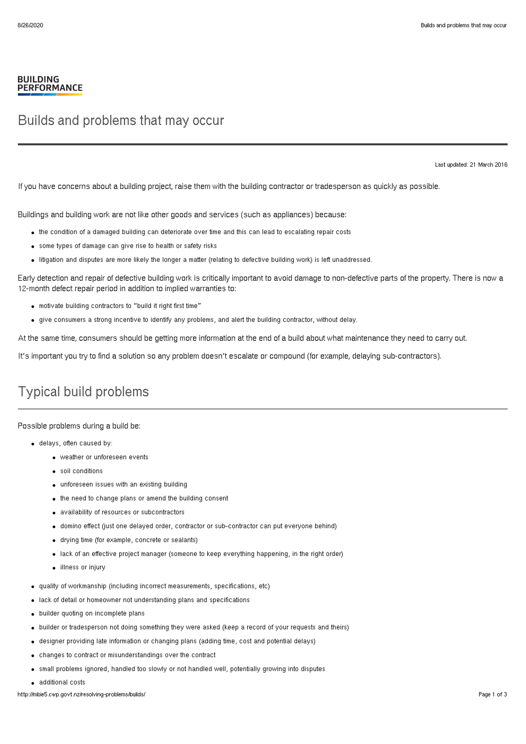BUILDING
PERFORMANCE

# Builds and problems that may occur

Last updated: 21 March 2016

If you have concerns about a building project, raise them with the building contractor or tradesperson as quickly as possible.

Buildings and building work are not like other goods and services (such as appliances) because:

- the condition of a damaged building can deteriorate over time and this can lead to escalating repair costs
- some types of damage can give rise to health or safety risks
- litigation and disputes are more likely the longer a matter (relating to defective building work) is left unaddressed.

Early detection and repair of defective building work is critically important to avoid damage to non-defective parts of the property. There is now a 12-month defect repair period in addition to implied warranties to:

- motivate building contractors to "build it right first time"
- give consumers a strong incentive to identify any problems, and alert the building contractor, without delay.

At the same time, consumers should be getting more information at the end of a build about what maintenance they need to carry out.

It's important you try to find a solution so any problem doesn't escalate or compound (for example, delaying sub-contractors).

## Typical build problems

Possible problems during a build be:

- delays, often caused by:
  - weather or unforeseen events
  - soil conditions
  - unforeseen issues with an existing building
  - the need to change plans or amend the building consent
  - availability of resources or subcontractors
  - domino effect (just one delayed order, contractor or sub-contractor can put everyone behind)
  - drying time (for example, concrete or sealants)
  - lack of an effective project manager (someone to keep everything happening, in the right order)
  - illness or injury
- quality of workmanship (including incorrect measurements, specifications, etc)
- lack of detail or homeowner not understanding plans and specifications
- builder quoting on incomplete plans
- builder or tradesperson not doing something they were asked (keep a record of your requests and theirs)
- designer providing late information or changing plans (adding time, cost and potential delays)
- changes to contract or misunderstandings over the contract
- small problems ignored, handled too slowly or not handled well, potentially growing into disputes
- additional costs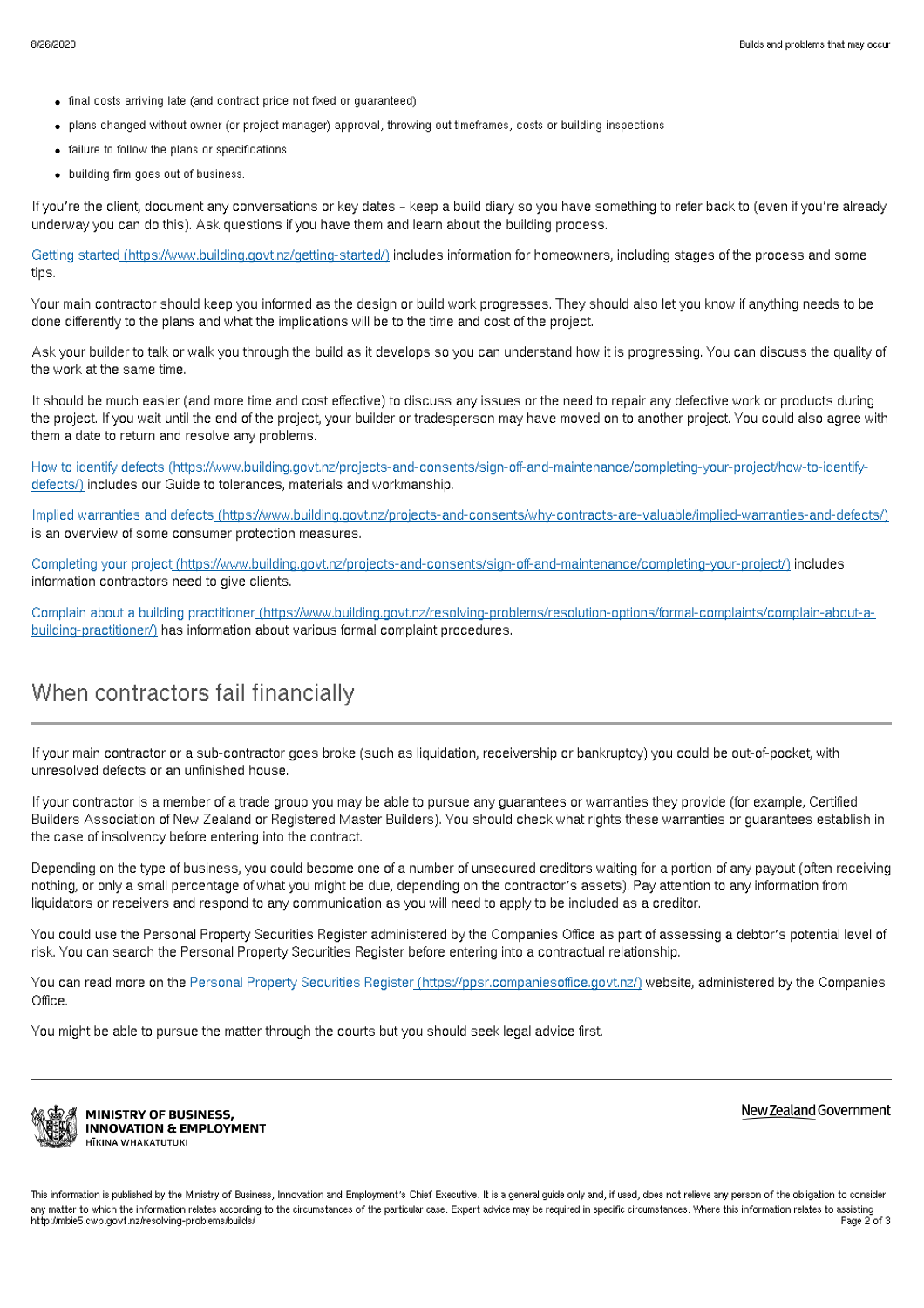- final costs arriving late (and contract price not fixed or guaranteed)
- plans changed without owner (or project manager) approval, throwing out timeframes, costs or building inspections
- failure to follow the plans or specifications
- building firm goes out of business.

If you're the client, document any conversations or key dates – keep a build diary so you have something to refer back to (even if you're already underway you can do this). Ask questions if you have them and learn about the building process.

Getting started (https://www.building.govt.nz/getting-started/) includes information for homeowners, including stages of the process and some tips.

Your main contractor should keep you informed as the design or build work progresses. They should also let you know if anything needs to be done differently to the plans and what the implications will be to the time and cost of the project.

Ask your builder to talk or walk you through the build as it develops so you can understand how it is progressing. You can discuss the quality of the work at the same time.

It should be much easier (and more time and cost effective) to discuss any issues or the need to repair any defective work or products during the project. If you wait until the end of the project, your builder or tradesperson may have moved on to another project. You could also agree with them a date to return and resolve any problems.

How to identify defects (https://www.building.govt.nz/projects-and-consents/sign-off-and-maintenance/completing-your-project/how-to-identify-defects/) includes our Guide to tolerances, materials and workmanship.

Implied warranties and defects (https://www.building.govt.nz/projects-and-consents/why-contracts-are-valuable/implied-warranties-and-defects/) is an overview of some consumer protection measures.

Completing your project (https://www.building.govt.nz/projects-and-consents/sign-off-and-maintenance/completing-your-project/) includes information contractors need to give clients.

Complain about a building practitioner (https://www.building.govt.nz/resolving-problems/resolution-options/formal-complaints/complain-about-a-building-practitioner/) has information about various formal complaint procedures.

## When contractors fail financially

If your main contractor or a sub-contractor goes broke (such as liquidation, receivership or bankruptcy) you could be out-of-pocket, with unresolved defects or an unfinished house.

If your contractor is a member of a trade group you may be able to pursue any guarantees or warranties they provide (for example, Certified Builders Association of New Zealand or Registered Master Builders). You should check what rights these warranties or guarantees establish in the case of insolvency before entering into the contract.

Depending on the type of business, you could become one of a number of unsecured creditors waiting for a portion of any payout (often receiving nothing, or only a small percentage of what you might be due, depending on the contractor's assets). Pay attention to any information from liquidators or receivers and respond to any communication as you will need to apply to be included as a creditor.

You could use the Personal Property Securities Register administered by the Companies Office as part of assessing a debtor's potential level of risk. You can search the Personal Property Securities Register before entering into a contractual relationship.

You can read more on the Personal Property Securities Register (https://ppsr.companiesoffice.govt.nz/) website, administered by the Companies Office.

You might be able to pursue the matter through the courts but you should seek legal advice first.

MINISTRY OF BUSINESS, INNOVATION & EMPLOYMENT
HĪKINA WHAKATUTUKI

New Zealand Government

This information is published by the Ministry of Business, Innovation and Employment's Chief Executive. It is a general guide only and, if used, does not relieve any person of the obligation to consider any matter to which the information relates according to the circumstances of the particular case. Expert advice may be required in specific circumstances. Where this information relates to assisting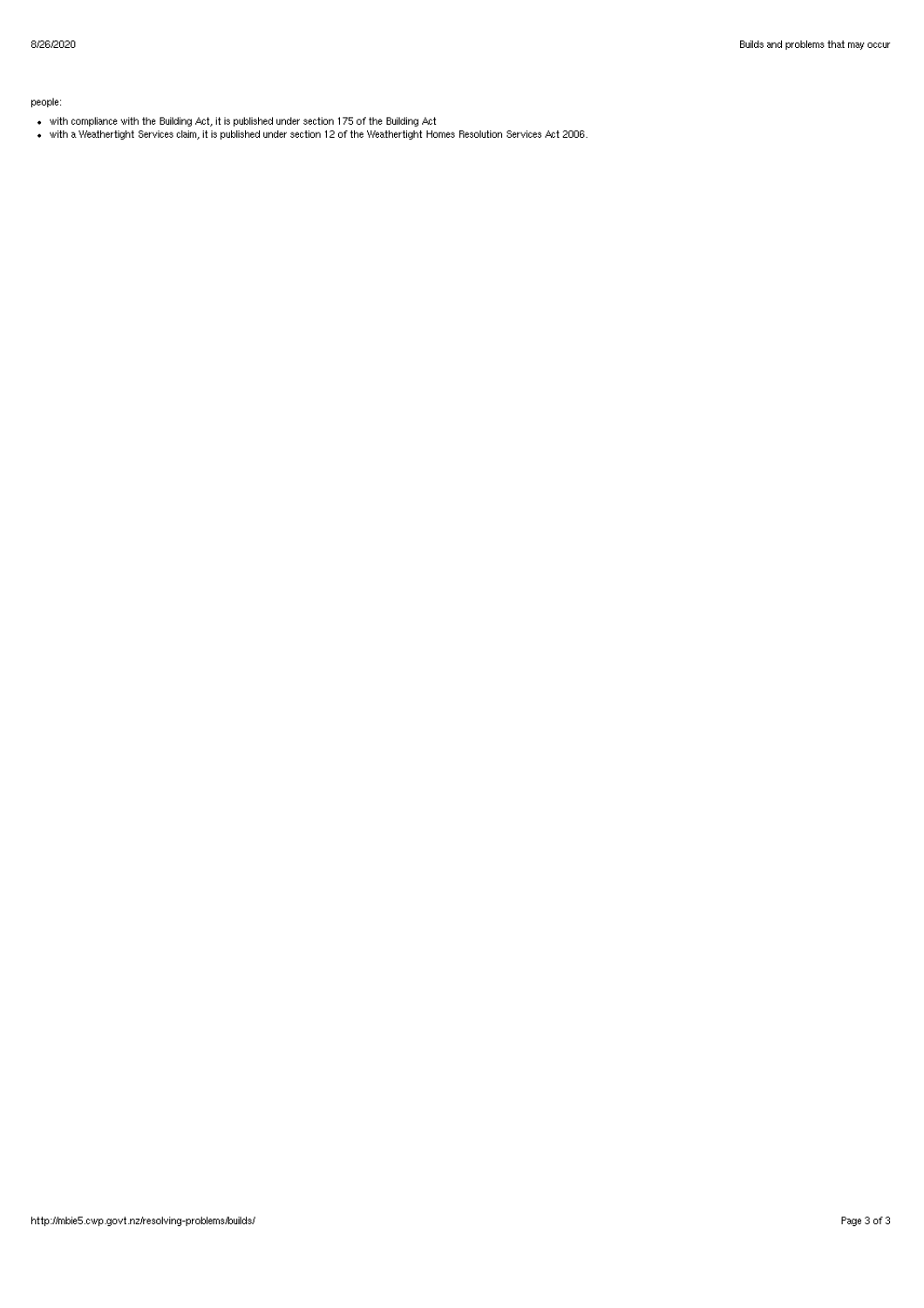people:

- with compliance with the Building Act, it is published under section 175 of the Building Act
- with a Weathertight Services claim, it is published under section 12 of the Weathertight Homes Resolution Services Act 2006.